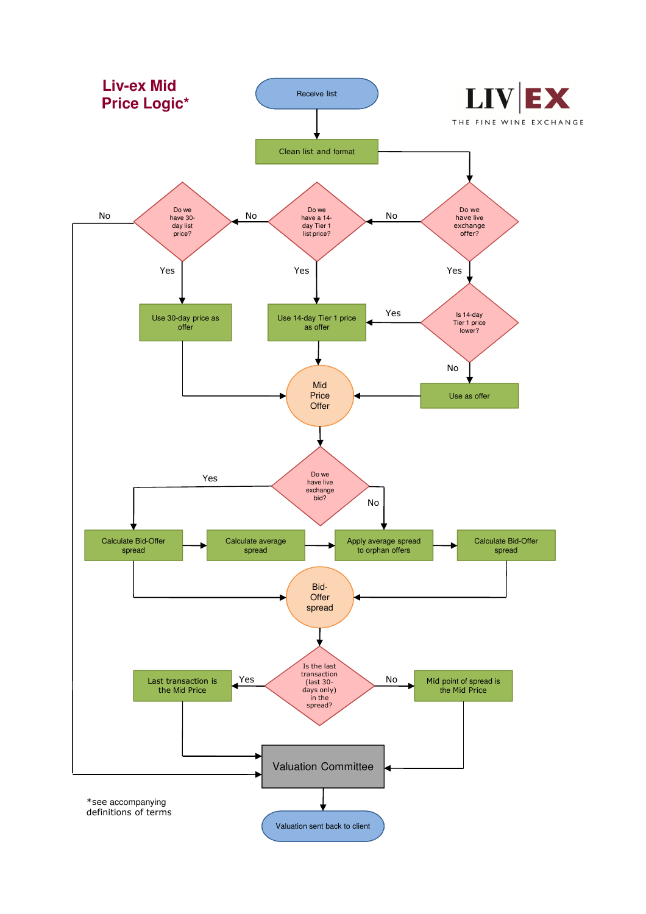# Liv-ex Mid Price Logic*

LIV EX
THE FINE WINE EXCHANGE

Receive list

Clean list and format

Do we have live exchange offer?
- Yes → Is 14-day Tier 1 price lower?
  - Yes → Use 14-day Tier 1 price as offer
  - No → Use as offer
- No → Do we have a 14-day Tier 1 list price?
  - Yes → Use 14-day Tier 1 price as offer
  - No → Do we have 30-day list price?
    - Yes → Use 30-day price as offer
    - No → Valuation Committee

Mid Price Offer

Do we have live exchange bid?
- Yes → Calculate Bid-Offer spread → Calculate average spread → Apply average spread to orphan offers
- No → Apply average spread to orphan offers → Calculate Bid-Offer spread

Bid-Offer spread

Is the last transaction (last 30-days only) in the spread?
- Yes → Last transaction is the Mid Price
- No → Mid point of spread is the Mid Price

Valuation Committee

Valuation sent back to client

*see accompanying definitions of terms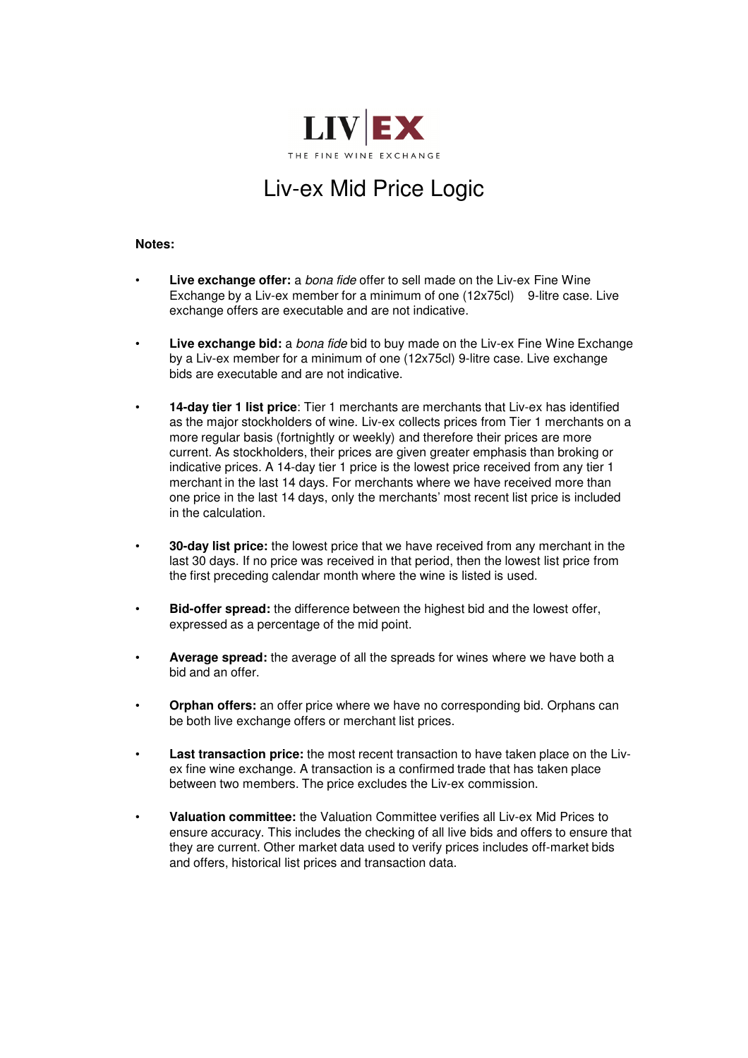# Liv-ex Mid Price Logic

**Notes:**

- **Live exchange offer:** a *bona fide* offer to sell made on the Liv-ex Fine Wine Exchange by a Liv-ex member for a minimum of one (12x75cl) 9-litre case. Live exchange offers are executable and are not indicative.

- **Live exchange bid:** a *bona fide* bid to buy made on the Liv-ex Fine Wine Exchange by a Liv-ex member for a minimum of one (12x75cl) 9-litre case. Live exchange bids are executable and are not indicative.

- **14-day tier 1 list price**: Tier 1 merchants are merchants that Liv-ex has identified as the major stockholders of wine. Liv-ex collects prices from Tier 1 merchants on a more regular basis (fortnightly or weekly) and therefore their prices are more current. As stockholders, their prices are given greater emphasis than broking or indicative prices. A 14-day tier 1 price is the lowest price received from any tier 1 merchant in the last 14 days. For merchants where we have received more than one price in the last 14 days, only the merchants' most recent list price is included in the calculation.

- **30-day list price:** the lowest price that we have received from any merchant in the last 30 days. If no price was received in that period, then the lowest list price from the first preceding calendar month where the wine is listed is used.

- **Bid-offer spread:** the difference between the highest bid and the lowest offer, expressed as a percentage of the mid point.

- **Average spread:** the average of all the spreads for wines where we have both a bid and an offer.

- **Orphan offers:** an offer price where we have no corresponding bid. Orphans can be both live exchange offers or merchant list prices.

- **Last transaction price:** the most recent transaction to have taken place on the Liv-ex fine wine exchange. A transaction is a confirmed trade that has taken place between two members. The price excludes the Liv-ex commission.

- **Valuation committee:** the Valuation Committee verifies all Liv-ex Mid Prices to ensure accuracy. This includes the checking of all live bids and offers to ensure that they are current. Other market data used to verify prices includes off-market bids and offers, historical list prices and transaction data.